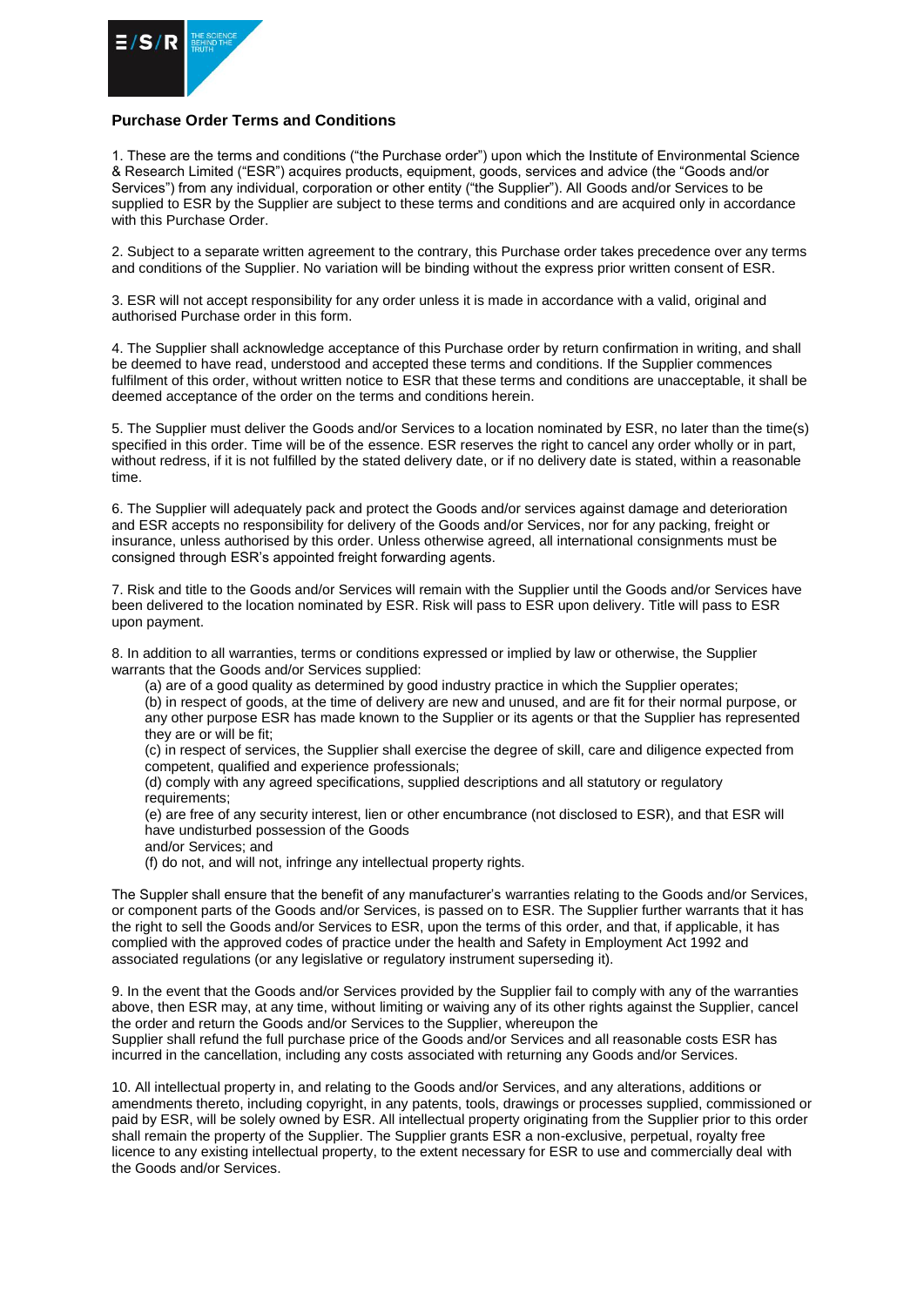## Purchase Order Terms and Conditions

1. These are the terms and conditions ("the Purchase order") upon which the Institute of Environmental Science & Research Limited ("ESR") acquires products, equipment, goods, services and advice (the "Goods and/or Services") from any individual, corporation or other entity ("the Supplier"). All Goods and/or Services to be supplied to ESR by the Supplier are subject to these terms and conditions and are acquired only in accordance with this Purchase Order.

2. Subject to a separate written agreement to the contrary, this Purchase order takes precedence over any terms and conditions of the Supplier. No variation will be binding without the express prior written consent of ESR.

3. ESR will not accept responsibility for any order unless it is made in accordance with a valid, original and authorised Purchase order in this form.

4. The Supplier shall acknowledge acceptance of this Purchase order by return confirmation in writing, and shall be deemed to have read, understood and accepted these terms and conditions. If the Supplier commences fulfilment of this order, without written notice to ESR that these terms and conditions are unacceptable, it shall be deemed acceptance of the order on the terms and conditions herein.

5. The Supplier must deliver the Goods and/or Services to a location nominated by ESR, no later than the time(s) specified in this order. Time will be of the essence. ESR reserves the right to cancel any order wholly or in part, without redress, if it is not fulfilled by the stated delivery date, or if no delivery date is stated, within a reasonable time.

6. The Supplier will adequately pack and protect the Goods and/or services against damage and deterioration and ESR accepts no responsibility for delivery of the Goods and/or Services, nor for any packing, freight or insurance, unless authorised by this order. Unless otherwise agreed, all international consignments must be consigned through ESR's appointed freight forwarding agents.

7. Risk and title to the Goods and/or Services will remain with the Supplier until the Goods and/or Services have been delivered to the location nominated by ESR. Risk will pass to ESR upon delivery. Title will pass to ESR upon payment.

8. In addition to all warranties, terms or conditions expressed or implied by law or otherwise, the Supplier warrants that the Goods and/or Services supplied:

(a) are of a good quality as determined by good industry practice in which the Supplier operates;
(b) in respect of goods, at the time of delivery are new and unused, and are fit for their normal purpose, or any other purpose ESR has made known to the Supplier or its agents or that the Supplier has represented they are or will be fit;
(c) in respect of services, the Supplier shall exercise the degree of skill, care and diligence expected from competent, qualified and experience professionals;
(d) comply with any agreed specifications, supplied descriptions and all statutory or regulatory requirements;
(e) are free of any security interest, lien or other encumbrance (not disclosed to ESR), and that ESR will have undisturbed possession of the Goods
and/or Services; and
(f) do not, and will not, infringe any intellectual property rights.

The Suppler shall ensure that the benefit of any manufacturer's warranties relating to the Goods and/or Services, or component parts of the Goods and/or Services, is passed on to ESR. The Supplier further warrants that it has the right to sell the Goods and/or Services to ESR, upon the terms of this order, and that, if applicable, it has complied with the approved codes of practice under the health and Safety in Employment Act 1992 and associated regulations (or any legislative or regulatory instrument superseding it).

9. In the event that the Goods and/or Services provided by the Supplier fail to comply with any of the warranties above, then ESR may, at any time, without limiting or waiving any of its other rights against the Supplier, cancel the order and return the Goods and/or Services to the Supplier, whereupon the
Supplier shall refund the full purchase price of the Goods and/or Services and all reasonable costs ESR has incurred in the cancellation, including any costs associated with returning any Goods and/or Services.

10. All intellectual property in, and relating to the Goods and/or Services, and any alterations, additions or amendments thereto, including copyright, in any patents, tools, drawings or processes supplied, commissioned or paid by ESR, will be solely owned by ESR. All intellectual property originating from the Supplier prior to this order shall remain the property of the Supplier. The Supplier grants ESR a non-exclusive, perpetual, royalty free licence to any existing intellectual property, to the extent necessary for ESR to use and commercially deal with the Goods and/or Services.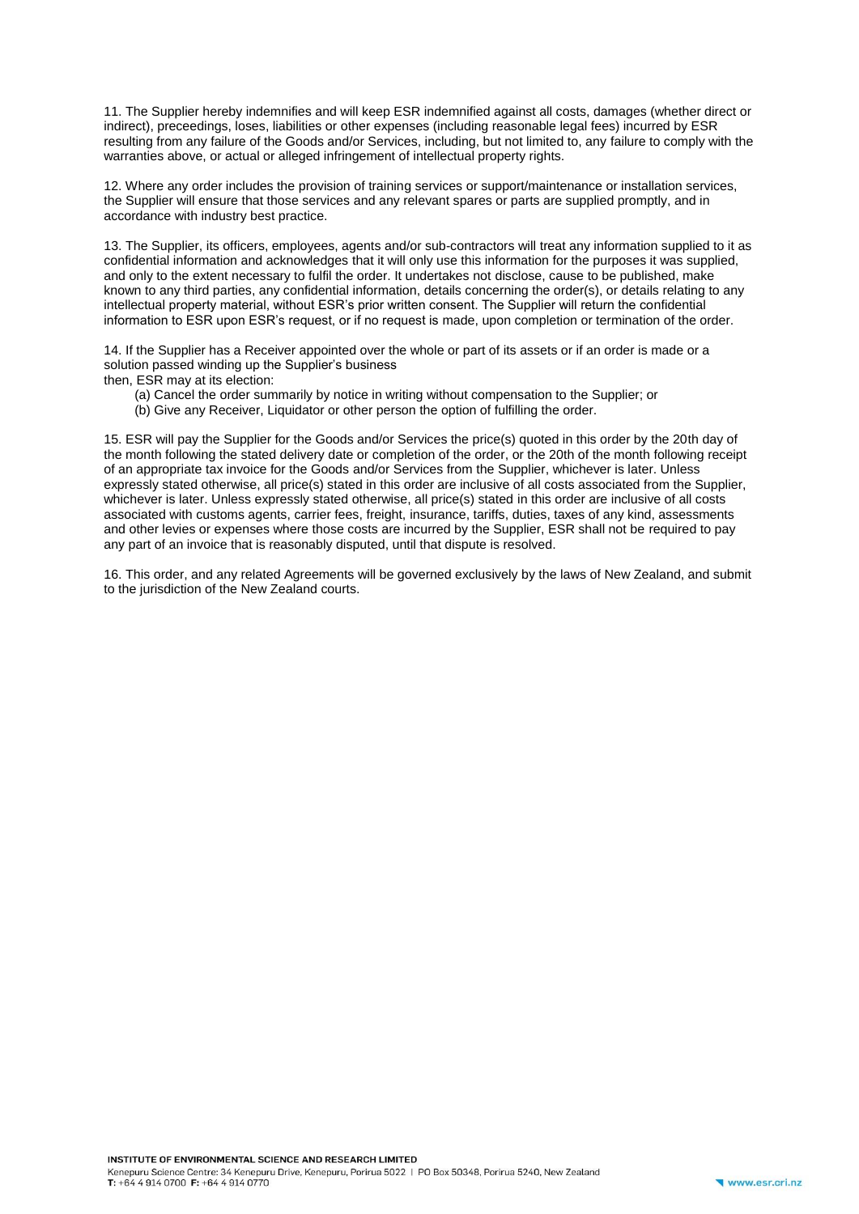11. The Supplier hereby indemnifies and will keep ESR indemnified against all costs, damages (whether direct or indirect), preceedings, loses, liabilities or other expenses (including reasonable legal fees) incurred by ESR resulting from any failure of the Goods and/or Services, including, but not limited to, any failure to comply with the warranties above, or actual or alleged infringement of intellectual property rights.

12. Where any order includes the provision of training services or support/maintenance or installation services, the Supplier will ensure that those services and any relevant spares or parts are supplied promptly, and in accordance with industry best practice.

13. The Supplier, its officers, employees, agents and/or sub-contractors will treat any information supplied to it as confidential information and acknowledges that it will only use this information for the purposes it was supplied, and only to the extent necessary to fulfil the order. It undertakes not disclose, cause to be published, make known to any third parties, any confidential information, details concerning the order(s), or details relating to any intellectual property material, without ESR's prior written consent. The Supplier will return the confidential information to ESR upon ESR's request, or if no request is made, upon completion or termination of the order.

14. If the Supplier has a Receiver appointed over the whole or part of its assets or if an order is made or a solution passed winding up the Supplier's business
then, ESR may at its election:

(a) Cancel the order summarily by notice in writing without compensation to the Supplier; or
(b) Give any Receiver, Liquidator or other person the option of fulfilling the order.

15. ESR will pay the Supplier for the Goods and/or Services the price(s) quoted in this order by the 20th day of the month following the stated delivery date or completion of the order, or the 20th of the month following receipt of an appropriate tax invoice for the Goods and/or Services from the Supplier, whichever is later. Unless expressly stated otherwise, all price(s) stated in this order are inclusive of all costs associated from the Supplier, whichever is later. Unless expressly stated otherwise, all price(s) stated in this order are inclusive of all costs associated with customs agents, carrier fees, freight, insurance, tariffs, duties, taxes of any kind, assessments and other levies or expenses where those costs are incurred by the Supplier, ESR shall not be required to pay any part of an invoice that is reasonably disputed, until that dispute is resolved.

16. This order, and any related Agreements will be governed exclusively by the laws of New Zealand, and submit to the jurisdiction of the New Zealand courts.